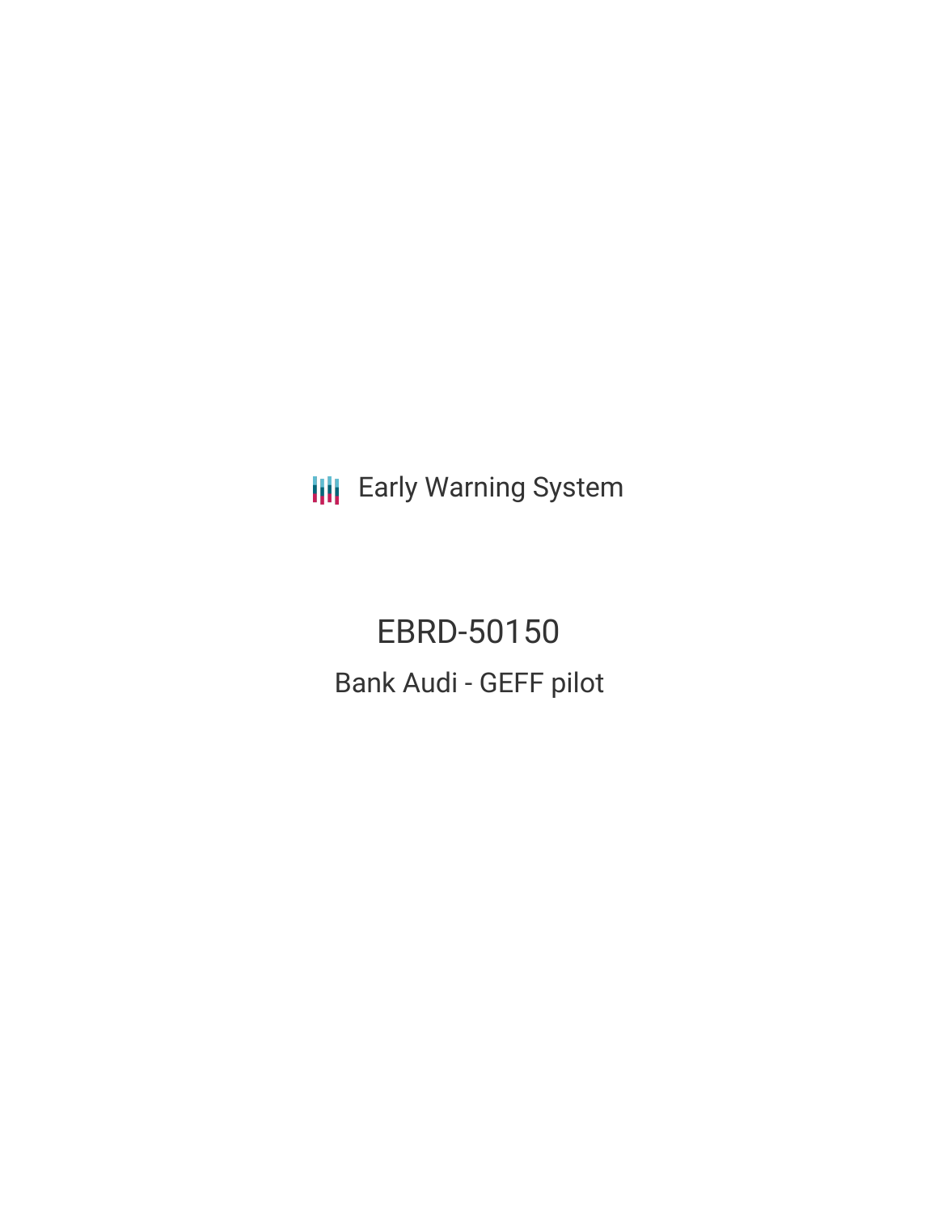Early Warning System

# EBRD-50150

## Bank Audi - GEFF pilot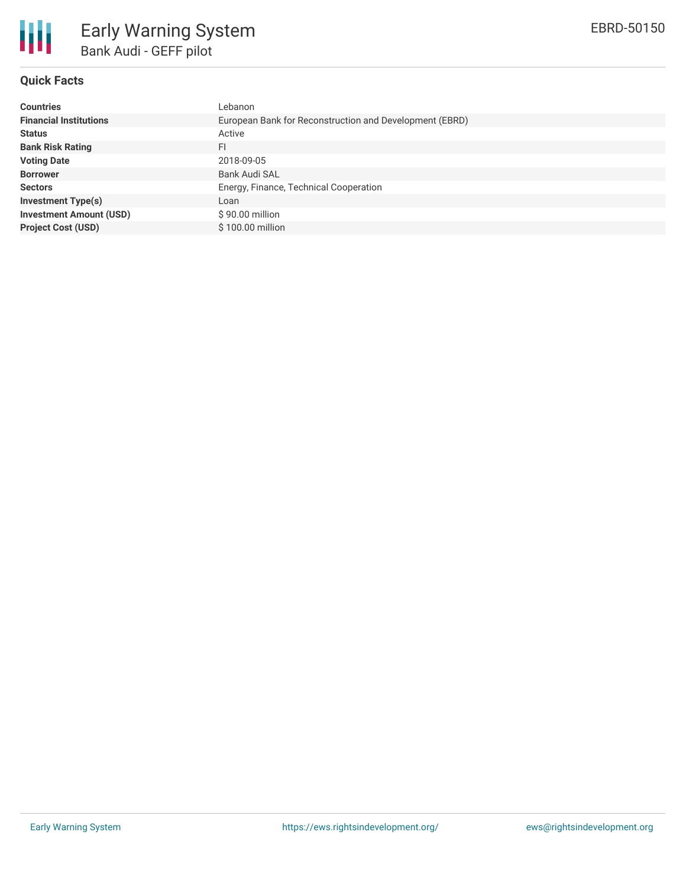# Early Warning System

## Bank Audi - GEFF pilot

EBRD-50150

### Quick Facts

| | |
|---|---|
| **Countries** | Lebanon |
| **Financial Institutions** | European Bank for Reconstruction and Development (EBRD) |
| **Status** | Active |
| **Bank Risk Rating** | FI |
| **Voting Date** | 2018-09-05 |
| **Borrower** | Bank Audi SAL |
| **Sectors** | Energy, Finance, Technical Cooperation |
| **Investment Type(s)** | Loan |
| **Investment Amount (USD)** | $ 90.00 million |
| **Project Cost (USD)** | $ 100.00 million |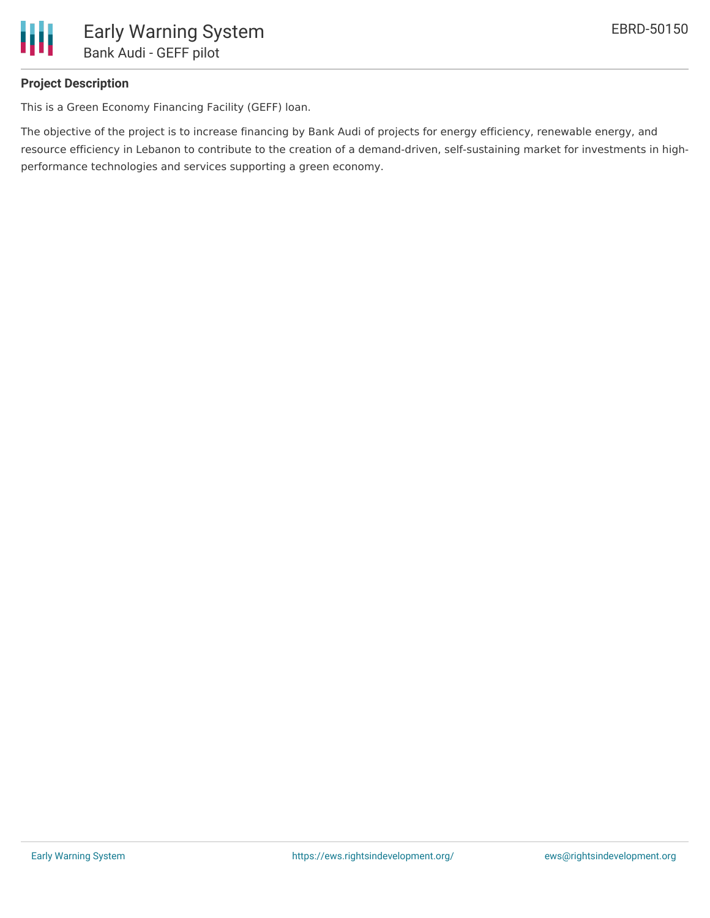## Project Description

This is a Green Economy Financing Facility (GEFF) loan.

The objective of the project is to increase financing by Bank Audi of projects for energy efficiency, renewable energy, and resource efficiency in Lebanon to contribute to the creation of a demand-driven, self-sustaining market for investments in high-performance technologies and services supporting a green economy.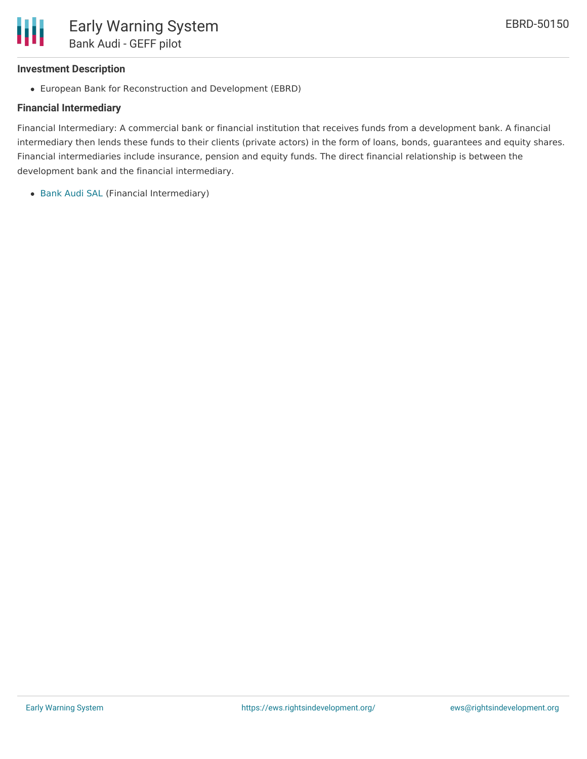### Investment Description

- European Bank for Reconstruction and Development (EBRD)

### Financial Intermediary

Financial Intermediary: A commercial bank or financial institution that receives funds from a development bank. A financial intermediary then lends these funds to their clients (private actors) in the form of loans, bonds, guarantees and equity shares. Financial intermediaries include insurance, pension and equity funds. The direct financial relationship is between the development bank and the financial intermediary.

- Bank Audi SAL (Financial Intermediary)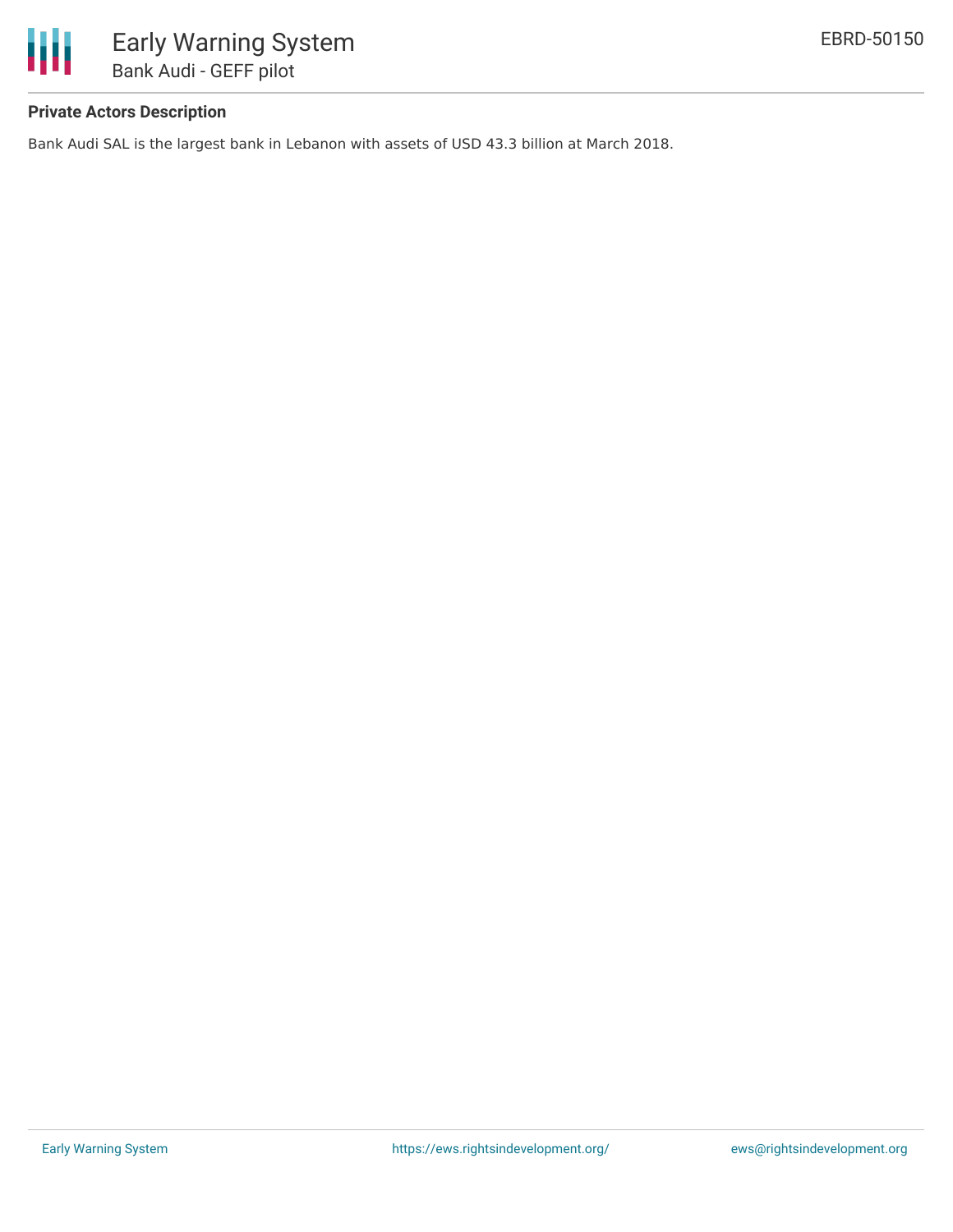**Private Actors Description**

Bank Audi SAL is the largest bank in Lebanon with assets of USD 43.3 billion at March 2018.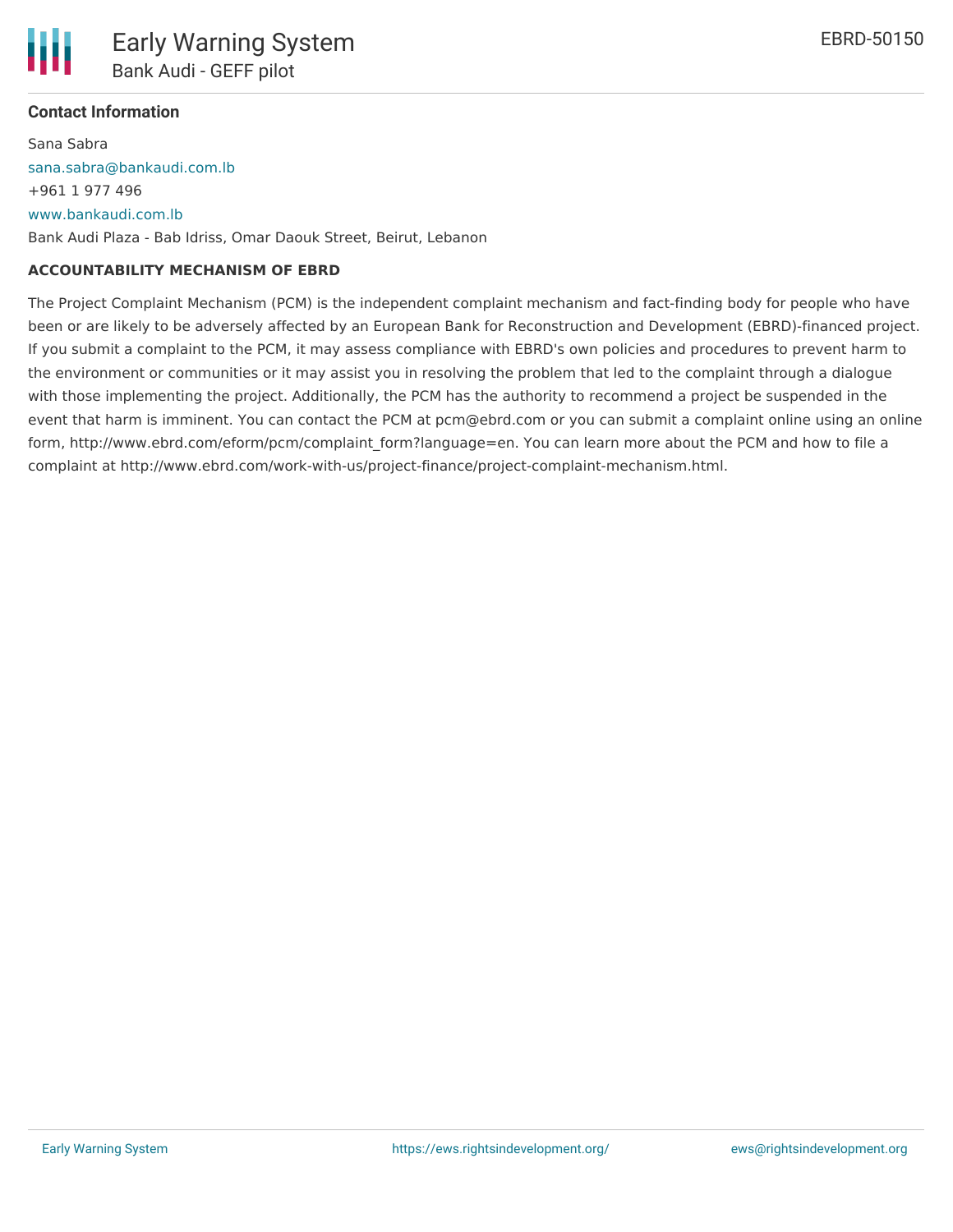### Contact Information

Sana Sabra

sana.sabra@bankaudi.com.lb

+961 1 977 496

www.bankaudi.com.lb

Bank Audi Plaza - Bab Idriss, Omar Daouk Street, Beirut, Lebanon

**ACCOUNTABILITY MECHANISM OF EBRD**

The Project Complaint Mechanism (PCM) is the independent complaint mechanism and fact-finding body for people who have been or are likely to be adversely affected by an European Bank for Reconstruction and Development (EBRD)-financed project. If you submit a complaint to the PCM, it may assess compliance with EBRD's own policies and procedures to prevent harm to the environment or communities or it may assist you in resolving the problem that led to the complaint through a dialogue with those implementing the project. Additionally, the PCM has the authority to recommend a project be suspended in the event that harm is imminent. You can contact the PCM at pcm@ebrd.com or you can submit a complaint online using an online form, http://www.ebrd.com/eform/pcm/complaint_form?language=en. You can learn more about the PCM and how to file a complaint at http://www.ebrd.com/work-with-us/project-finance/project-complaint-mechanism.html.